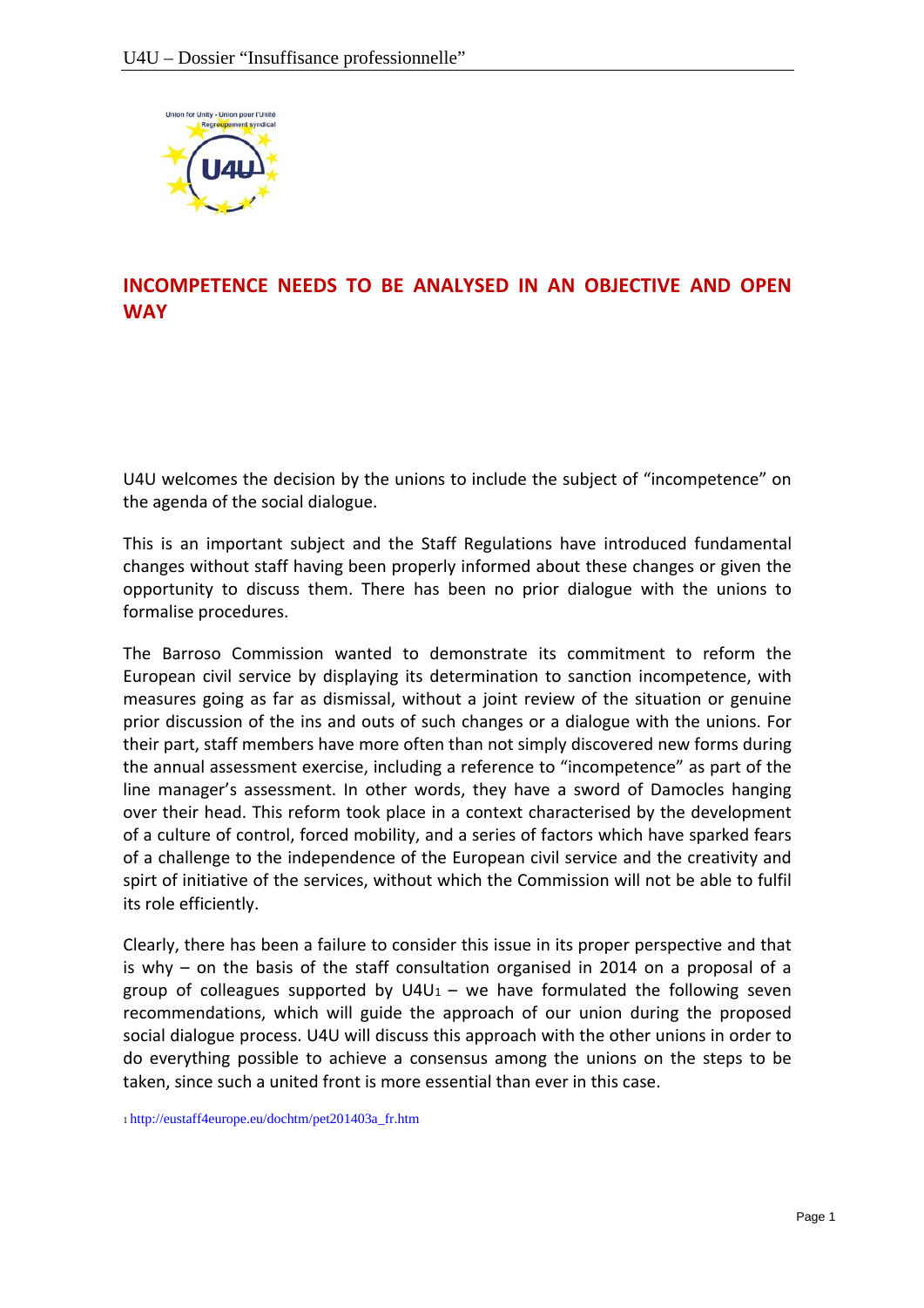# INCOMPETENCE NEEDS TO BE ANALYSED IN AN OBJECTIVE AND OPEN WAY

U4U welcomes the decision by the unions to include the subject of "incompetence" on the agenda of the social dialogue.

This is an important subject and the Staff Regulations have introduced fundamental changes without staff having been properly informed about these changes or given the opportunity to discuss them. There has been no prior dialogue with the unions to formalise procedures.

The Barroso Commission wanted to demonstrate its commitment to reform the European civil service by displaying its determination to sanction incompetence, with measures going as far as dismissal, without a joint review of the situation or genuine prior discussion of the ins and outs of such changes or a dialogue with the unions. For their part, staff members have more often than not simply discovered new forms during the annual assessment exercise, including a reference to "incompetence" as part of the line manager's assessment. In other words, they have a sword of Damocles hanging over their head. This reform took place in a context characterised by the development of a culture of control, forced mobility, and a series of factors which have sparked fears of a challenge to the independence of the European civil service and the creativity and spirt of initiative of the services, without which the Commission will not be able to fulfil its role efficiently.

Clearly, there has been a failure to consider this issue in its proper perspective and that is why – on the basis of the staff consultation organised in 2014 on a proposal of a group of colleagues supported by U4U[1] – we have formulated the following seven recommendations, which will guide the approach of our union during the proposed social dialogue process. U4U will discuss this approach with the other unions in order to do everything possible to achieve a consensus among the unions on the steps to be taken, since such a united front is more essential than ever in this case.

[1] http://eustaff4europe.eu/dochtm/pet201403a_fr.htm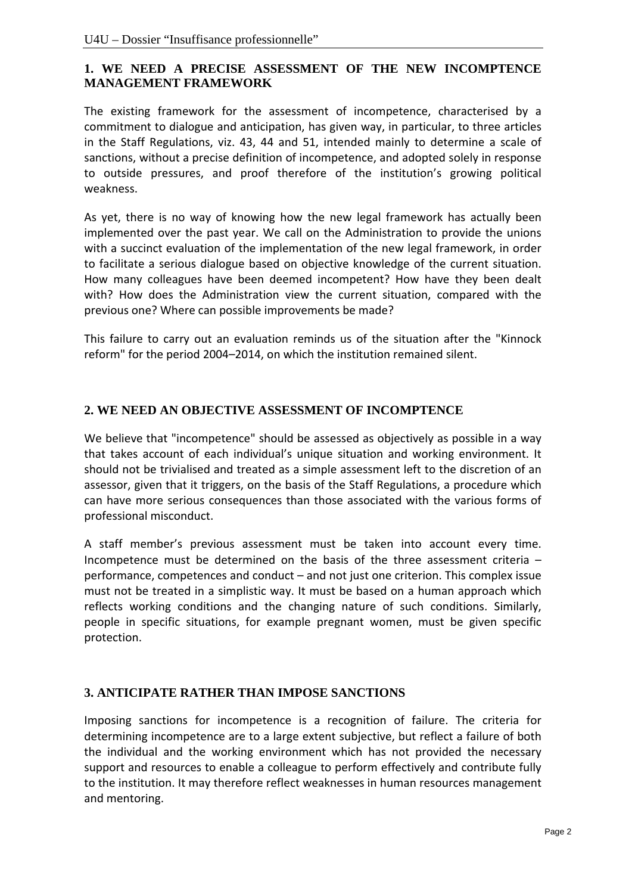## 1. WE NEED A PRECISE ASSESSMENT OF THE NEW INCOMPTENCE MANAGEMENT FRAMEWORK

The existing framework for the assessment of incompetence, characterised by a commitment to dialogue and anticipation, has given way, in particular, to three articles in the Staff Regulations, viz. 43, 44 and 51, intended mainly to determine a scale of sanctions, without a precise definition of incompetence, and adopted solely in response to outside pressures, and proof therefore of the institution's growing political weakness.

As yet, there is no way of knowing how the new legal framework has actually been implemented over the past year. We call on the Administration to provide the unions with a succinct evaluation of the implementation of the new legal framework, in order to facilitate a serious dialogue based on objective knowledge of the current situation. How many colleagues have been deemed incompetent? How have they been dealt with? How does the Administration view the current situation, compared with the previous one? Where can possible improvements be made?

This failure to carry out an evaluation reminds us of the situation after the "Kinnock reform" for the period 2004–2014, on which the institution remained silent.

## 2. WE NEED AN OBJECTIVE ASSESSMENT OF INCOMPTENCE

We believe that "incompetence" should be assessed as objectively as possible in a way that takes account of each individual's unique situation and working environment. It should not be trivialised and treated as a simple assessment left to the discretion of an assessor, given that it triggers, on the basis of the Staff Regulations, a procedure which can have more serious consequences than those associated with the various forms of professional misconduct.

A staff member's previous assessment must be taken into account every time. Incompetence must be determined on the basis of the three assessment criteria – performance, competences and conduct – and not just one criterion. This complex issue must not be treated in a simplistic way. It must be based on a human approach which reflects working conditions and the changing nature of such conditions. Similarly, people in specific situations, for example pregnant women, must be given specific protection.

## 3. ANTICIPATE RATHER THAN IMPOSE SANCTIONS

Imposing sanctions for incompetence is a recognition of failure. The criteria for determining incompetence are to a large extent subjective, but reflect a failure of both the individual and the working environment which has not provided the necessary support and resources to enable a colleague to perform effectively and contribute fully to the institution. It may therefore reflect weaknesses in human resources management and mentoring.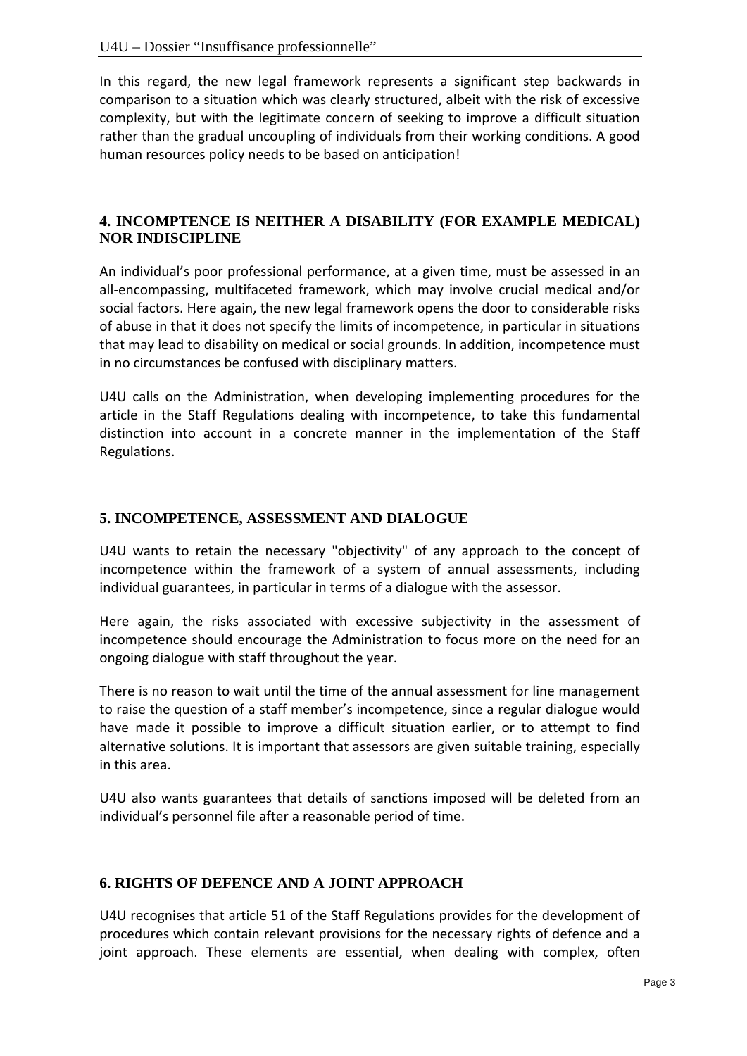In this regard, the new legal framework represents a significant step backwards in comparison to a situation which was clearly structured, albeit with the risk of excessive complexity, but with the legitimate concern of seeking to improve a difficult situation rather than the gradual uncoupling of individuals from their working conditions. A good human resources policy needs to be based on anticipation!

## 4. INCOMPTENCE IS NEITHER A DISABILITY (FOR EXAMPLE MEDICAL) NOR INDISCIPLINE

An individual's poor professional performance, at a given time, must be assessed in an all-encompassing, multifaceted framework, which may involve crucial medical and/or social factors. Here again, the new legal framework opens the door to considerable risks of abuse in that it does not specify the limits of incompetence, in particular in situations that may lead to disability on medical or social grounds. In addition, incompetence must in no circumstances be confused with disciplinary matters.

U4U calls on the Administration, when developing implementing procedures for the article in the Staff Regulations dealing with incompetence, to take this fundamental distinction into account in a concrete manner in the implementation of the Staff Regulations.

## 5. INCOMPETENCE, ASSESSMENT AND DIALOGUE

U4U wants to retain the necessary "objectivity" of any approach to the concept of incompetence within the framework of a system of annual assessments, including individual guarantees, in particular in terms of a dialogue with the assessor.

Here again, the risks associated with excessive subjectivity in the assessment of incompetence should encourage the Administration to focus more on the need for an ongoing dialogue with staff throughout the year.

There is no reason to wait until the time of the annual assessment for line management to raise the question of a staff member's incompetence, since a regular dialogue would have made it possible to improve a difficult situation earlier, or to attempt to find alternative solutions. It is important that assessors are given suitable training, especially in this area.

U4U also wants guarantees that details of sanctions imposed will be deleted from an individual's personnel file after a reasonable period of time.

## 6. RIGHTS OF DEFENCE AND A JOINT APPROACH

U4U recognises that article 51 of the Staff Regulations provides for the development of procedures which contain relevant provisions for the necessary rights of defence and a joint approach. These elements are essential, when dealing with complex, often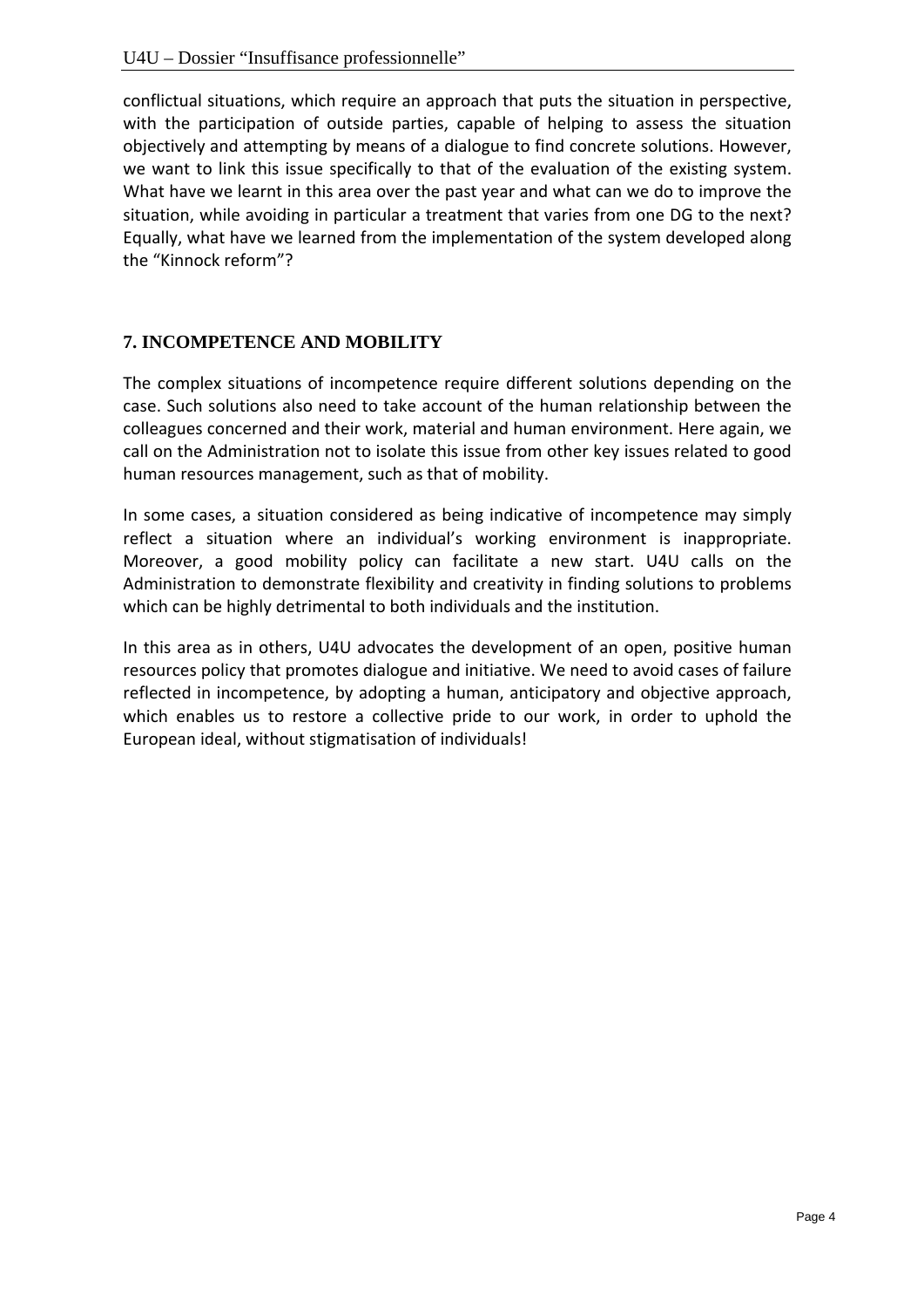conflictual situations, which require an approach that puts the situation in perspective, with the participation of outside parties, capable of helping to assess the situation objectively and attempting by means of a dialogue to find concrete solutions. However, we want to link this issue specifically to that of the evaluation of the existing system. What have we learnt in this area over the past year and what can we do to improve the situation, while avoiding in particular a treatment that varies from one DG to the next? Equally, what have we learned from the implementation of the system developed along the "Kinnock reform"?

## 7. INCOMPETENCE AND MOBILITY

The complex situations of incompetence require different solutions depending on the case. Such solutions also need to take account of the human relationship between the colleagues concerned and their work, material and human environment. Here again, we call on the Administration not to isolate this issue from other key issues related to good human resources management, such as that of mobility.

In some cases, a situation considered as being indicative of incompetence may simply reflect a situation where an individual's working environment is inappropriate. Moreover, a good mobility policy can facilitate a new start. U4U calls on the Administration to demonstrate flexibility and creativity in finding solutions to problems which can be highly detrimental to both individuals and the institution.

In this area as in others, U4U advocates the development of an open, positive human resources policy that promotes dialogue and initiative. We need to avoid cases of failure reflected in incompetence, by adopting a human, anticipatory and objective approach, which enables us to restore a collective pride to our work, in order to uphold the European ideal, without stigmatisation of individuals!